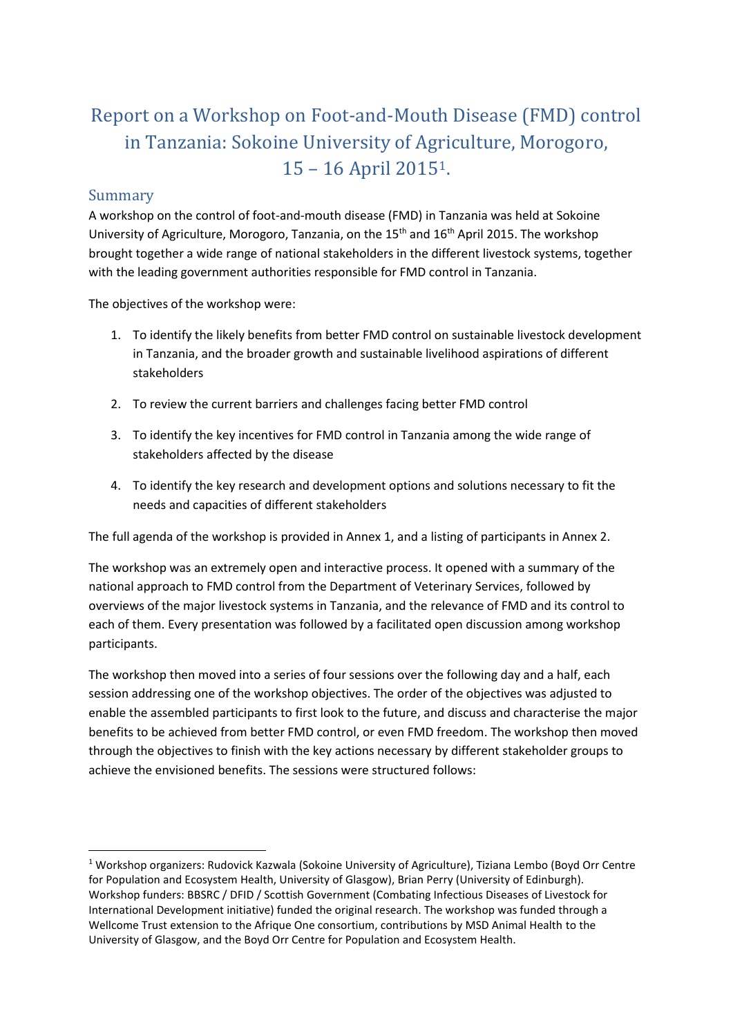# Report on a Workshop on Foot-and-Mouth Disease (FMD) control in Tanzania: Sokoine University of Agriculture, Morogoro, 15 – 16 April 2015[1].

## Summary

A workshop on the control of foot-and-mouth disease (FMD) in Tanzania was held at Sokoine University of Agriculture, Morogoro, Tanzania, on the 15th and 16th April 2015. The workshop brought together a wide range of national stakeholders in the different livestock systems, together with the leading government authorities responsible for FMD control in Tanzania.

The objectives of the workshop were:

1. To identify the likely benefits from better FMD control on sustainable livestock development in Tanzania, and the broader growth and sustainable livelihood aspirations of different stakeholders
2. To review the current barriers and challenges facing better FMD control
3. To identify the key incentives for FMD control in Tanzania among the wide range of stakeholders affected by the disease
4. To identify the key research and development options and solutions necessary to fit the needs and capacities of different stakeholders

The full agenda of the workshop is provided in Annex 1, and a listing of participants in Annex 2.

The workshop was an extremely open and interactive process. It opened with a summary of the national approach to FMD control from the Department of Veterinary Services, followed by overviews of the major livestock systems in Tanzania, and the relevance of FMD and its control to each of them. Every presentation was followed by a facilitated open discussion among workshop participants.

The workshop then moved into a series of four sessions over the following day and a half, each session addressing one of the workshop objectives. The order of the objectives was adjusted to enable the assembled participants to first look to the future, and discuss and characterise the major benefits to be achieved from better FMD control, or even FMD freedom. The workshop then moved through the objectives to finish with the key actions necessary by different stakeholder groups to achieve the envisioned benefits. The sessions were structured follows:

[1] Workshop organizers: Rudovick Kazwala (Sokoine University of Agriculture), Tiziana Lembo (Boyd Orr Centre for Population and Ecosystem Health, University of Glasgow), Brian Perry (University of Edinburgh). Workshop funders: BBSRC / DFID / Scottish Government (Combating Infectious Diseases of Livestock for International Development initiative) funded the original research. The workshop was funded through a Wellcome Trust extension to the Afrique One consortium, contributions by MSD Animal Health to the University of Glasgow, and the Boyd Orr Centre for Population and Ecosystem Health.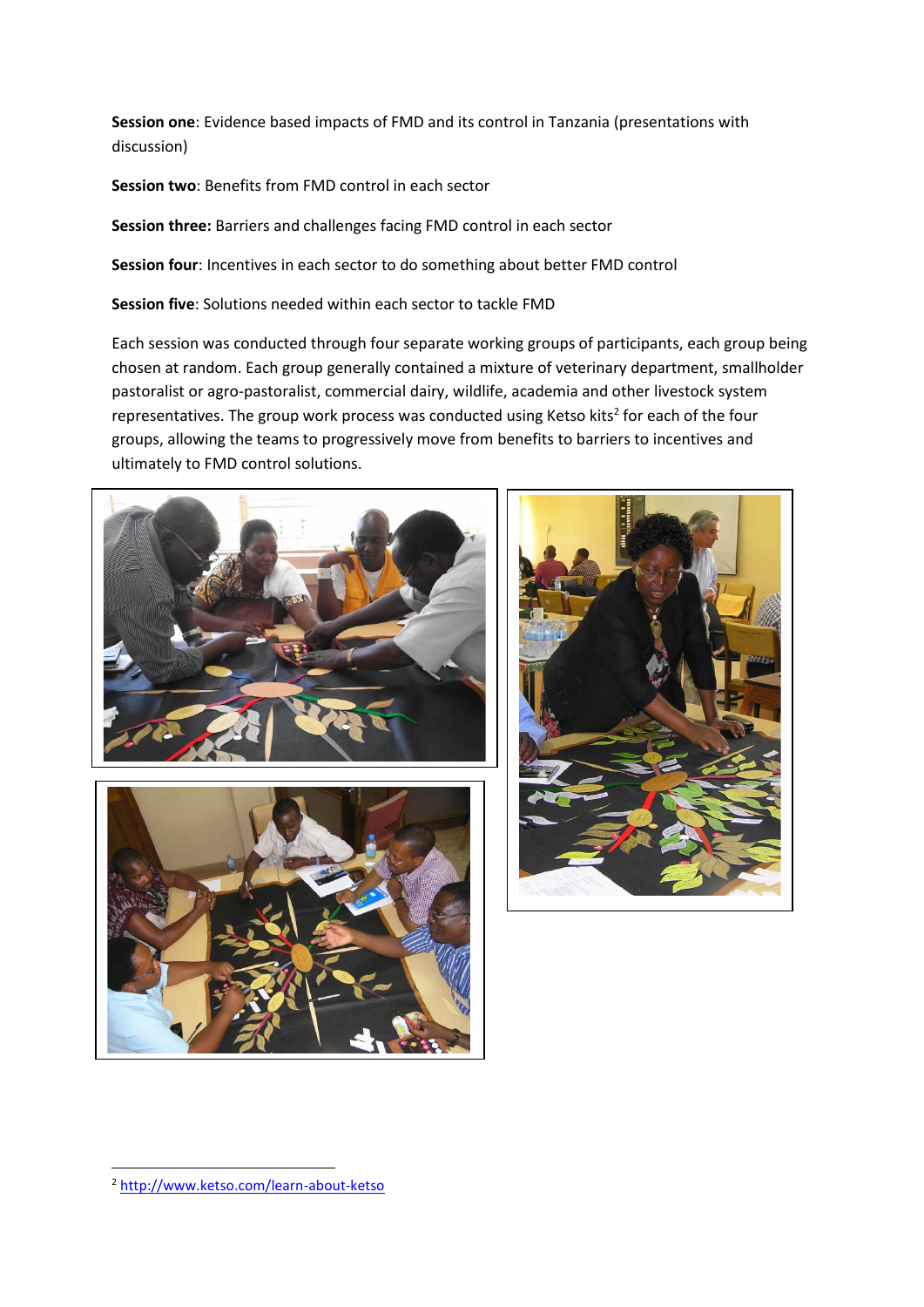**Session one**: Evidence based impacts of FMD and its control in Tanzania (presentations with discussion)

**Session two**: Benefits from FMD control in each sector

**Session three:** Barriers and challenges facing FMD control in each sector

**Session four**: Incentives in each sector to do something about better FMD control

**Session five**: Solutions needed within each sector to tackle FMD

Each session was conducted through four separate working groups of participants, each group being chosen at random. Each group generally contained a mixture of veterinary department, smallholder pastoralist or agro-pastoralist, commercial dairy, wildlife, academia and other livestock system representatives. The group work process was conducted using Ketso kits[2] for each of the four groups, allowing the teams to progressively move from benefits to barriers to incentives and ultimately to FMD control solutions.

---

[2] http://www.ketso.com/learn-about-ketso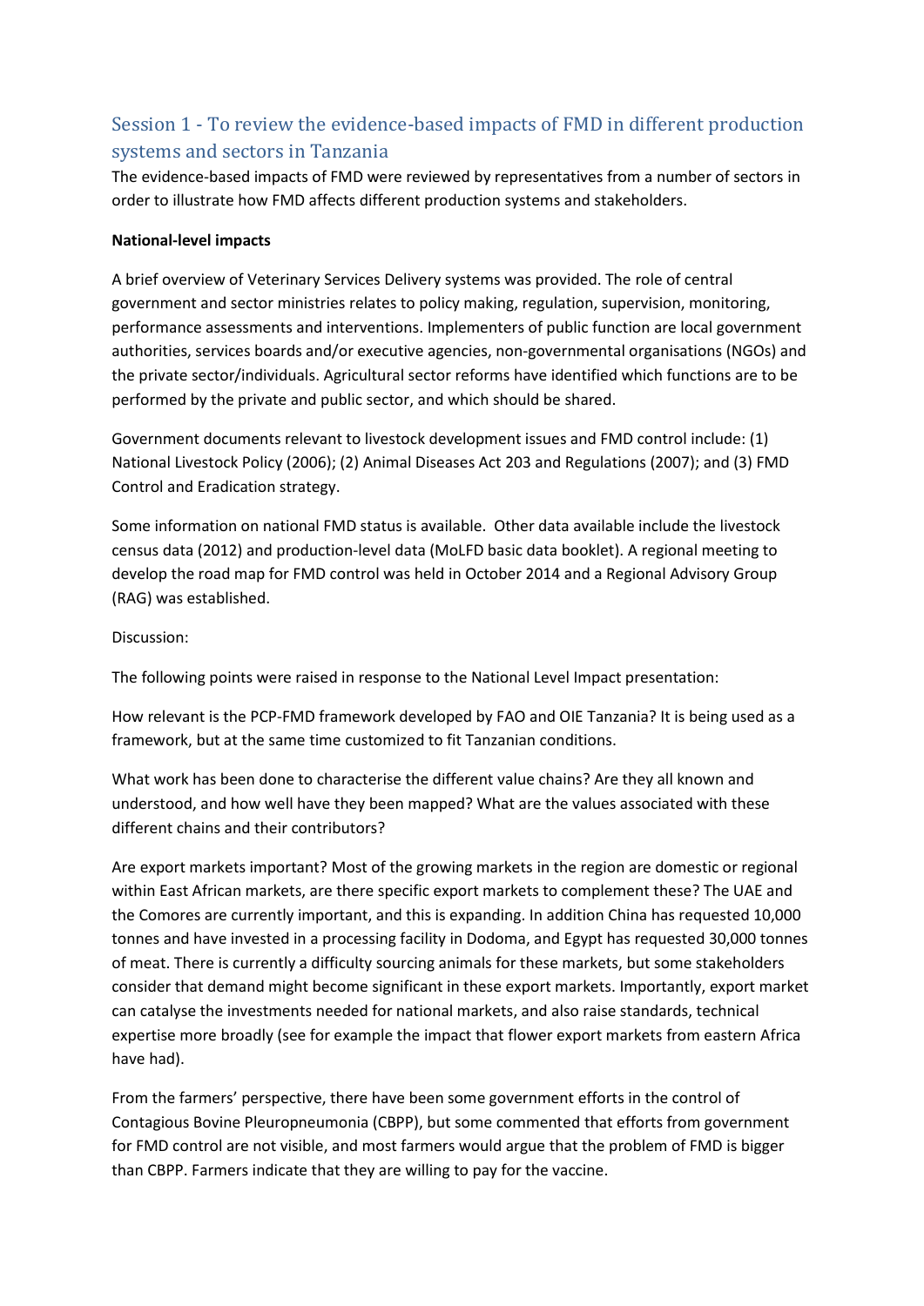## Session 1 - To review the evidence-based impacts of FMD in different production systems and sectors in Tanzania

The evidence-based impacts of FMD were reviewed by representatives from a number of sectors in order to illustrate how FMD affects different production systems and stakeholders.

**National-level impacts**

A brief overview of Veterinary Services Delivery systems was provided. The role of central government and sector ministries relates to policy making, regulation, supervision, monitoring, performance assessments and interventions. Implementers of public function are local government authorities, services boards and/or executive agencies, non-governmental organisations (NGOs) and the private sector/individuals. Agricultural sector reforms have identified which functions are to be performed by the private and public sector, and which should be shared.

Government documents relevant to livestock development issues and FMD control include: (1) National Livestock Policy (2006); (2) Animal Diseases Act 203 and Regulations (2007); and (3) FMD Control and Eradication strategy.

Some information on national FMD status is available. Other data available include the livestock census data (2012) and production-level data (MoLFD basic data booklet). A regional meeting to develop the road map for FMD control was held in October 2014 and a Regional Advisory Group (RAG) was established.

Discussion:

The following points were raised in response to the National Level Impact presentation:

How relevant is the PCP-FMD framework developed by FAO and OIE Tanzania? It is being used as a framework, but at the same time customized to fit Tanzanian conditions.

What work has been done to characterise the different value chains? Are they all known and understood, and how well have they been mapped? What are the values associated with these different chains and their contributors?

Are export markets important? Most of the growing markets in the region are domestic or regional within East African markets, are there specific export markets to complement these? The UAE and the Comores are currently important, and this is expanding. In addition China has requested 10,000 tonnes and have invested in a processing facility in Dodoma, and Egypt has requested 30,000 tonnes of meat. There is currently a difficulty sourcing animals for these markets, but some stakeholders consider that demand might become significant in these export markets. Importantly, export market can catalyse the investments needed for national markets, and also raise standards, technical expertise more broadly (see for example the impact that flower export markets from eastern Africa have had).

From the farmers' perspective, there have been some government efforts in the control of Contagious Bovine Pleuropneumonia (CBPP), but some commented that efforts from government for FMD control are not visible, and most farmers would argue that the problem of FMD is bigger than CBPP. Farmers indicate that they are willing to pay for the vaccine.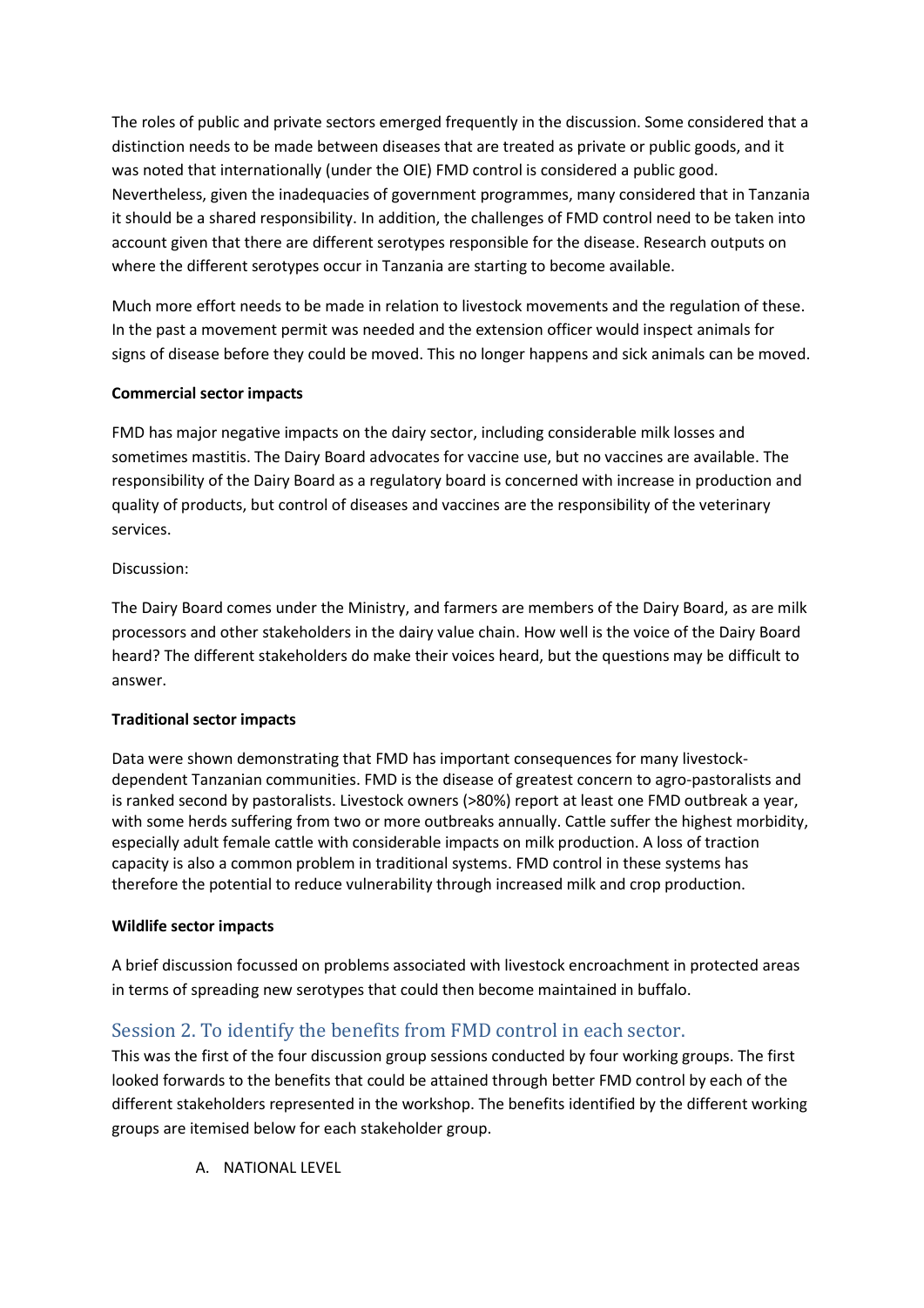The roles of public and private sectors emerged frequently in the discussion. Some considered that a distinction needs to be made between diseases that are treated as private or public goods, and it was noted that internationally (under the OIE) FMD control is considered a public good. Nevertheless, given the inadequacies of government programmes, many considered that in Tanzania it should be a shared responsibility. In addition, the challenges of FMD control need to be taken into account given that there are different serotypes responsible for the disease. Research outputs on where the different serotypes occur in Tanzania are starting to become available.

Much more effort needs to be made in relation to livestock movements and the regulation of these. In the past a movement permit was needed and the extension officer would inspect animals for signs of disease before they could be moved. This no longer happens and sick animals can be moved.

**Commercial sector impacts**

FMD has major negative impacts on the dairy sector, including considerable milk losses and sometimes mastitis. The Dairy Board advocates for vaccine use, but no vaccines are available. The responsibility of the Dairy Board as a regulatory board is concerned with increase in production and quality of products, but control of diseases and vaccines are the responsibility of the veterinary services.

Discussion:

The Dairy Board comes under the Ministry, and farmers are members of the Dairy Board, as are milk processors and other stakeholders in the dairy value chain. How well is the voice of the Dairy Board heard? The different stakeholders do make their voices heard, but the questions may be difficult to answer.

**Traditional sector impacts**

Data were shown demonstrating that FMD has important consequences for many livestock-dependent Tanzanian communities. FMD is the disease of greatest concern to agro-pastoralists and is ranked second by pastoralists. Livestock owners (>80%) report at least one FMD outbreak a year, with some herds suffering from two or more outbreaks annually. Cattle suffer the highest morbidity, especially adult female cattle with considerable impacts on milk production. A loss of traction capacity is also a common problem in traditional systems. FMD control in these systems has therefore the potential to reduce vulnerability through increased milk and crop production.

**Wildlife sector impacts**

A brief discussion focussed on problems associated with livestock encroachment in protected areas in terms of spreading new serotypes that could then become maintained in buffalo.

## Session 2. To identify the benefits from FMD control in each sector.

This was the first of the four discussion group sessions conducted by four working groups. The first looked forwards to the benefits that could be attained through better FMD control by each of the different stakeholders represented in the workshop. The benefits identified by the different working groups are itemised below for each stakeholder group.

A. NATIONAL LEVEL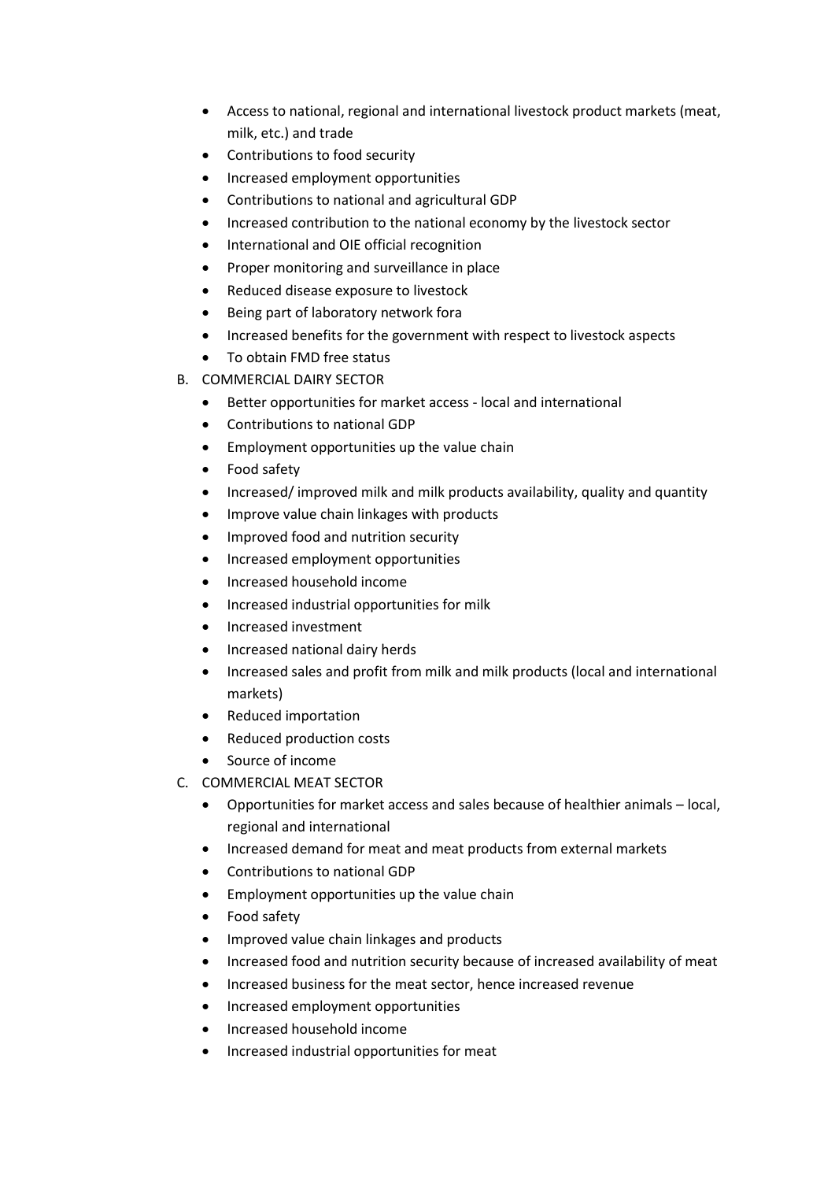- Access to national, regional and international livestock product markets (meat, milk, etc.) and trade
- Contributions to food security
- Increased employment opportunities
- Contributions to national and agricultural GDP
- Increased contribution to the national economy by the livestock sector
- International and OIE official recognition
- Proper monitoring and surveillance in place
- Reduced disease exposure to livestock
- Being part of laboratory network fora
- Increased benefits for the government with respect to livestock aspects
- To obtain FMD free status

B. COMMERCIAL DAIRY SECTOR

- Better opportunities for market access - local and international
- Contributions to national GDP
- Employment opportunities up the value chain
- Food safety
- Increased/ improved milk and milk products availability, quality and quantity
- Improve value chain linkages with products
- Improved food and nutrition security
- Increased employment opportunities
- Increased household income
- Increased industrial opportunities for milk
- Increased investment
- Increased national dairy herds
- Increased sales and profit from milk and milk products (local and international markets)
- Reduced importation
- Reduced production costs
- Source of income

C. COMMERCIAL MEAT SECTOR

- Opportunities for market access and sales because of healthier animals – local, regional and international
- Increased demand for meat and meat products from external markets
- Contributions to national GDP
- Employment opportunities up the value chain
- Food safety
- Improved value chain linkages and products
- Increased food and nutrition security because of increased availability of meat
- Increased business for the meat sector, hence increased revenue
- Increased employment opportunities
- Increased household income
- Increased industrial opportunities for meat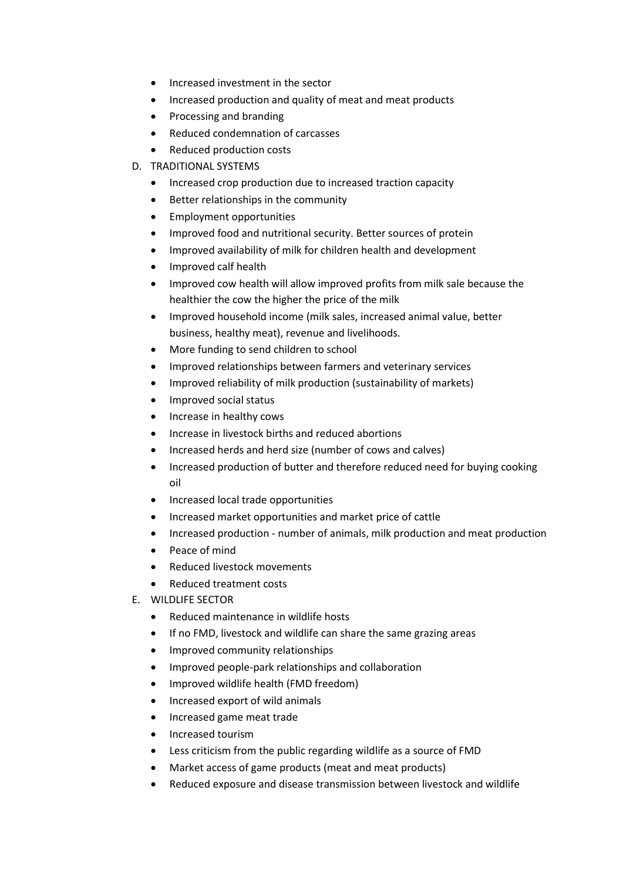- Increased investment in the sector
- Increased production and quality of meat and meat products
- Processing and branding
- Reduced condemnation of carcasses
- Reduced production costs

D. TRADITIONAL SYSTEMS

- Increased crop production due to increased traction capacity
- Better relationships in the community
- Employment opportunities
- Improved food and nutritional security. Better sources of protein
- Improved availability of milk for children health and development
- Improved calf health
- Improved cow health will allow improved profits from milk sale because the healthier the cow the higher the price of the milk
- Improved household income (milk sales, increased animal value, better business, healthy meat), revenue and livelihoods.
- More funding to send children to school
- Improved relationships between farmers and veterinary services
- Improved reliability of milk production (sustainability of markets)
- Improved social status
- Increase in healthy cows
- Increase in livestock births and reduced abortions
- Increased herds and herd size (number of cows and calves)
- Increased production of butter and therefore reduced need for buying cooking oil
- Increased local trade opportunities
- Increased market opportunities and market price of cattle
- Increased production - number of animals, milk production and meat production
- Peace of mind
- Reduced livestock movements
- Reduced treatment costs

E. WILDLIFE SECTOR

- Reduced maintenance in wildlife hosts
- If no FMD, livestock and wildlife can share the same grazing areas
- Improved community relationships
- Improved people-park relationships and collaboration
- Improved wildlife health (FMD freedom)
- Increased export of wild animals
- Increased game meat trade
- Increased tourism
- Less criticism from the public regarding wildlife as a source of FMD
- Market access of game products (meat and meat products)
- Reduced exposure and disease transmission between livestock and wildlife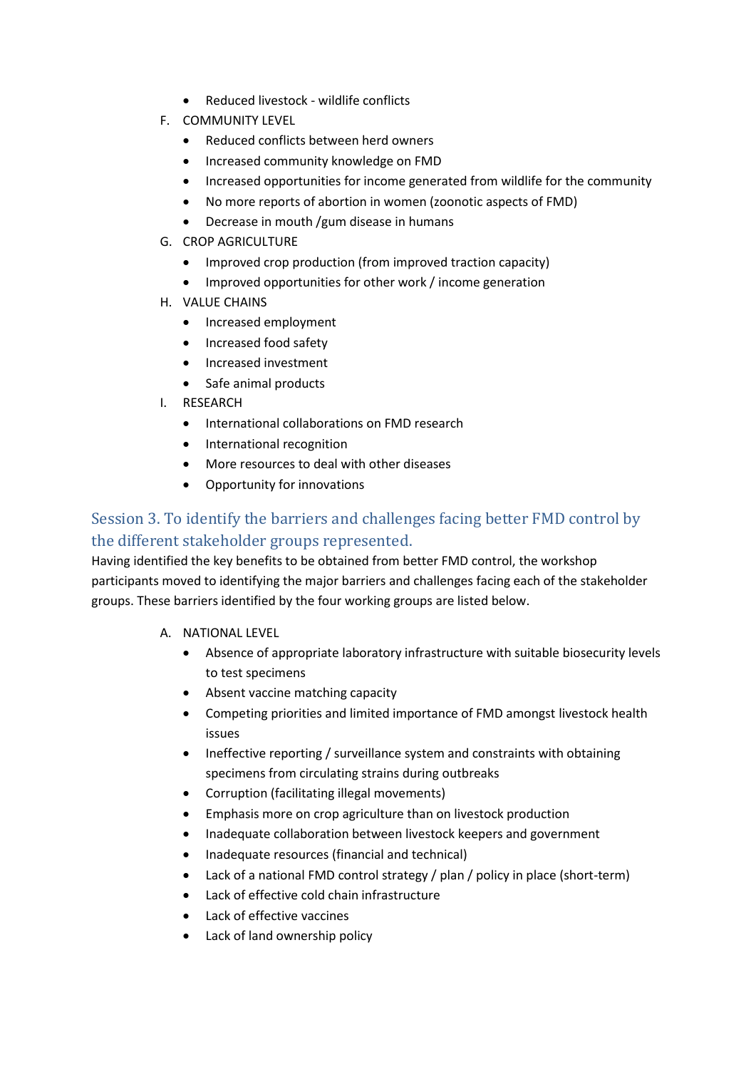- Reduced livestock - wildlife conflicts

F. COMMUNITY LEVEL
   - Reduced conflicts between herd owners
   - Increased community knowledge on FMD
   - Increased opportunities for income generated from wildlife for the community
   - No more reports of abortion in women (zoonotic aspects of FMD)
   - Decrease in mouth /gum disease in humans

G. CROP AGRICULTURE
   - Improved crop production (from improved traction capacity)
   - Improved opportunities for other work / income generation

H. VALUE CHAINS
   - Increased employment
   - Increased food safety
   - Increased investment
   - Safe animal products

I. RESEARCH
   - International collaborations on FMD research
   - International recognition
   - More resources to deal with other diseases
   - Opportunity for innovations

## Session 3. To identify the barriers and challenges facing better FMD control by the different stakeholder groups represented.

Having identified the key benefits to be obtained from better FMD control, the workshop participants moved to identifying the major barriers and challenges facing each of the stakeholder groups. These barriers identified by the four working groups are listed below.

A. NATIONAL LEVEL
   - Absence of appropriate laboratory infrastructure with suitable biosecurity levels to test specimens
   - Absent vaccine matching capacity
   - Competing priorities and limited importance of FMD amongst livestock health issues
   - Ineffective reporting / surveillance system and constraints with obtaining specimens from circulating strains during outbreaks
   - Corruption (facilitating illegal movements)
   - Emphasis more on crop agriculture than on livestock production
   - Inadequate collaboration between livestock keepers and government
   - Inadequate resources (financial and technical)
   - Lack of a national FMD control strategy / plan / policy in place (short-term)
   - Lack of effective cold chain infrastructure
   - Lack of effective vaccines
   - Lack of land ownership policy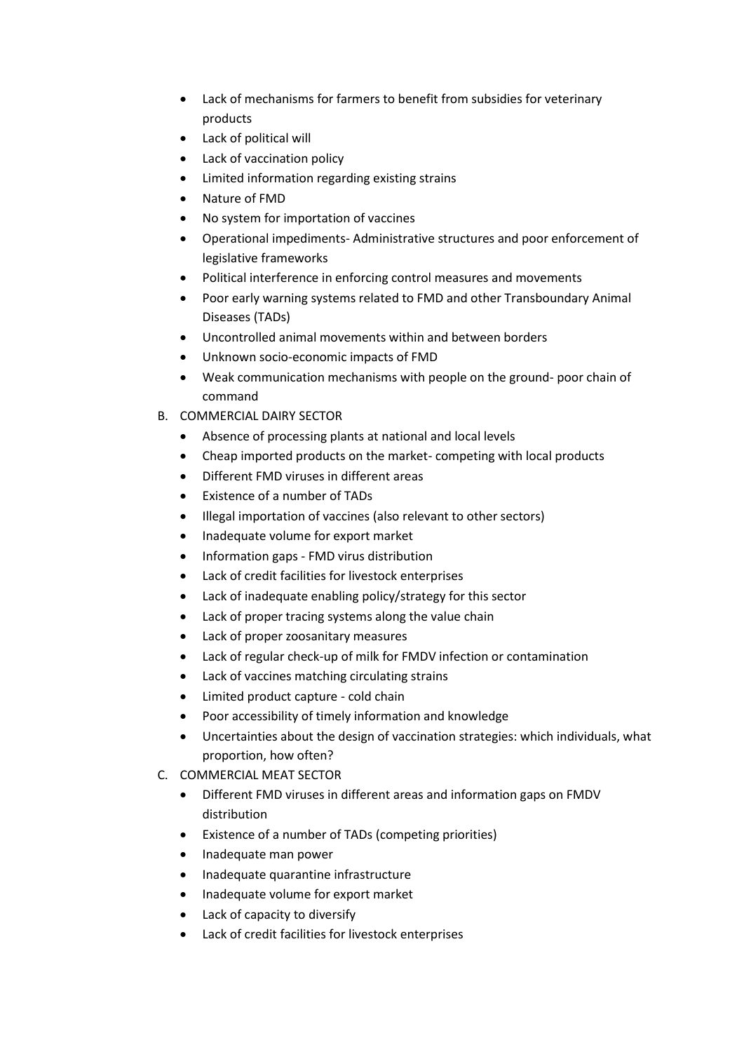- Lack of mechanisms for farmers to benefit from subsidies for veterinary products
- Lack of political will
- Lack of vaccination policy
- Limited information regarding existing strains
- Nature of FMD
- No system for importation of vaccines
- Operational impediments- Administrative structures and poor enforcement of legislative frameworks
- Political interference in enforcing control measures and movements
- Poor early warning systems related to FMD and other Transboundary Animal Diseases (TADs)
- Uncontrolled animal movements within and between borders
- Unknown socio-economic impacts of FMD
- Weak communication mechanisms with people on the ground- poor chain of command

B. COMMERCIAL DAIRY SECTOR

- Absence of processing plants at national and local levels
- Cheap imported products on the market- competing with local products
- Different FMD viruses in different areas
- Existence of a number of TADs
- Illegal importation of vaccines (also relevant to other sectors)
- Inadequate volume for export market
- Information gaps - FMD virus distribution
- Lack of credit facilities for livestock enterprises
- Lack of inadequate enabling policy/strategy for this sector
- Lack of proper tracing systems along the value chain
- Lack of proper zoosanitary measures
- Lack of regular check-up of milk for FMDV infection or contamination
- Lack of vaccines matching circulating strains
- Limited product capture - cold chain
- Poor accessibility of timely information and knowledge
- Uncertainties about the design of vaccination strategies: which individuals, what proportion, how often?

C. COMMERCIAL MEAT SECTOR

- Different FMD viruses in different areas and information gaps on FMDV distribution
- Existence of a number of TADs (competing priorities)
- Inadequate man power
- Inadequate quarantine infrastructure
- Inadequate volume for export market
- Lack of capacity to diversify
- Lack of credit facilities for livestock enterprises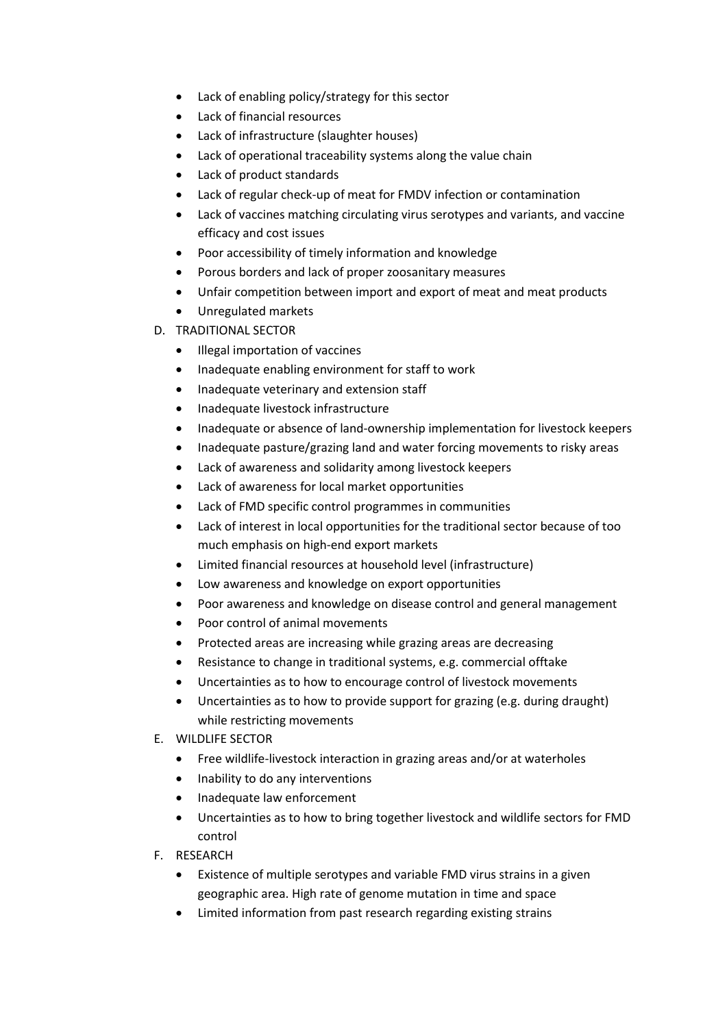- Lack of enabling policy/strategy for this sector
- Lack of financial resources
- Lack of infrastructure (slaughter houses)
- Lack of operational traceability systems along the value chain
- Lack of product standards
- Lack of regular check-up of meat for FMDV infection or contamination
- Lack of vaccines matching circulating virus serotypes and variants, and vaccine efficacy and cost issues
- Poor accessibility of timely information and knowledge
- Porous borders and lack of proper zoosanitary measures
- Unfair competition between import and export of meat and meat products
- Unregulated markets

D. TRADITIONAL SECTOR

- Illegal importation of vaccines
- Inadequate enabling environment for staff to work
- Inadequate veterinary and extension staff
- Inadequate livestock infrastructure
- Inadequate or absence of land-ownership implementation for livestock keepers
- Inadequate pasture/grazing land and water forcing movements to risky areas
- Lack of awareness and solidarity among livestock keepers
- Lack of awareness for local market opportunities
- Lack of FMD specific control programmes in communities
- Lack of interest in local opportunities for the traditional sector because of too much emphasis on high-end export markets
- Limited financial resources at household level (infrastructure)
- Low awareness and knowledge on export opportunities
- Poor awareness and knowledge on disease control and general management
- Poor control of animal movements
- Protected areas are increasing while grazing areas are decreasing
- Resistance to change in traditional systems, e.g. commercial offtake
- Uncertainties as to how to encourage control of livestock movements
- Uncertainties as to how to provide support for grazing (e.g. during draught) while restricting movements

E. WILDLIFE SECTOR

- Free wildlife-livestock interaction in grazing areas and/or at waterholes
- Inability to do any interventions
- Inadequate law enforcement
- Uncertainties as to how to bring together livestock and wildlife sectors for FMD control

F. RESEARCH

- Existence of multiple serotypes and variable FMD virus strains in a given geographic area. High rate of genome mutation in time and space
- Limited information from past research regarding existing strains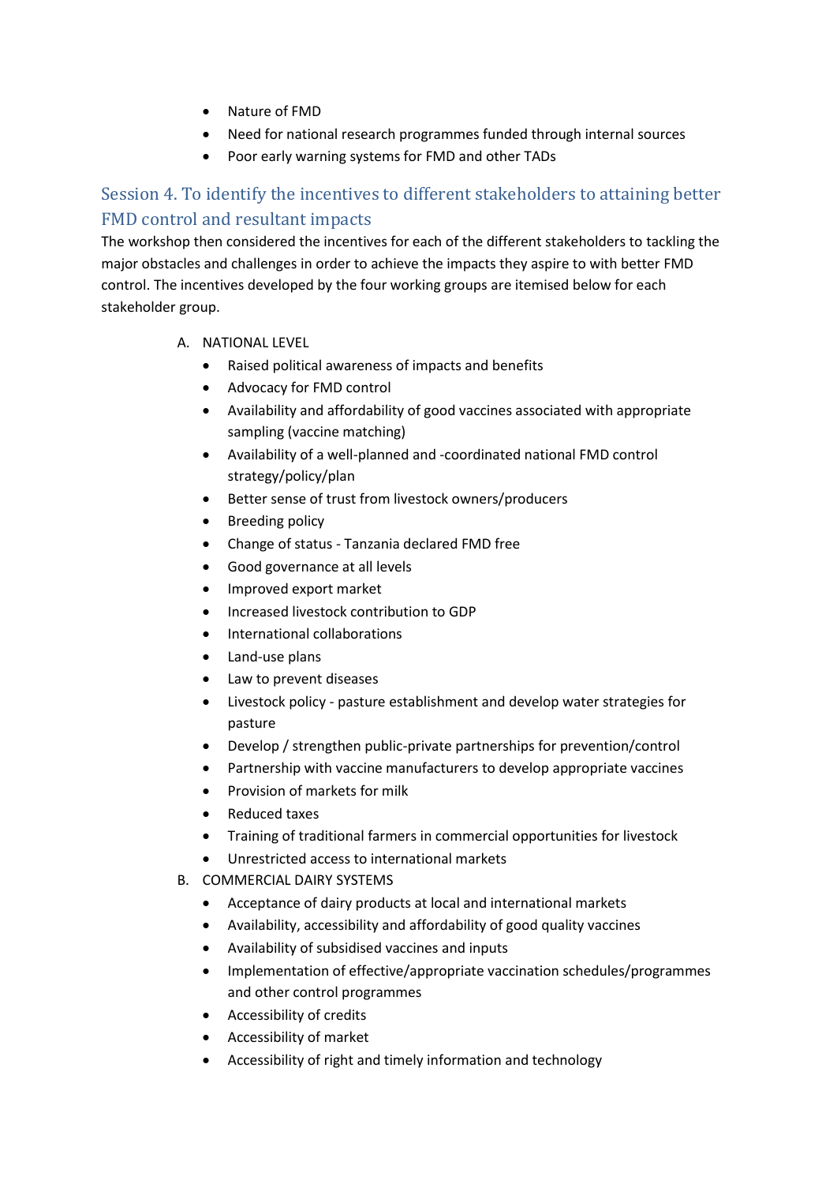- Nature of FMD
- Need for national research programmes funded through internal sources
- Poor early warning systems for FMD and other TADs

## Session 4. To identify the incentives to different stakeholders to attaining better FMD control and resultant impacts

The workshop then considered the incentives for each of the different stakeholders to tackling the major obstacles and challenges in order to achieve the impacts they aspire to with better FMD control. The incentives developed by the four working groups are itemised below for each stakeholder group.

A. NATIONAL LEVEL
    - Raised political awareness of impacts and benefits
    - Advocacy for FMD control
    - Availability and affordability of good vaccines associated with appropriate sampling (vaccine matching)
    - Availability of a well-planned and -coordinated national FMD control strategy/policy/plan
    - Better sense of trust from livestock owners/producers
    - Breeding policy
    - Change of status - Tanzania declared FMD free
    - Good governance at all levels
    - Improved export market
    - Increased livestock contribution to GDP
    - International collaborations
    - Land-use plans
    - Law to prevent diseases
    - Livestock policy - pasture establishment and develop water strategies for pasture
    - Develop / strengthen public-private partnerships for prevention/control
    - Partnership with vaccine manufacturers to develop appropriate vaccines
    - Provision of markets for milk
    - Reduced taxes
    - Training of traditional farmers in commercial opportunities for livestock
    - Unrestricted access to international markets
B. COMMERCIAL DAIRY SYSTEMS
    - Acceptance of dairy products at local and international markets
    - Availability, accessibility and affordability of good quality vaccines
    - Availability of subsidised vaccines and inputs
    - Implementation of effective/appropriate vaccination schedules/programmes and other control programmes
    - Accessibility of credits
    - Accessibility of market
    - Accessibility of right and timely information and technology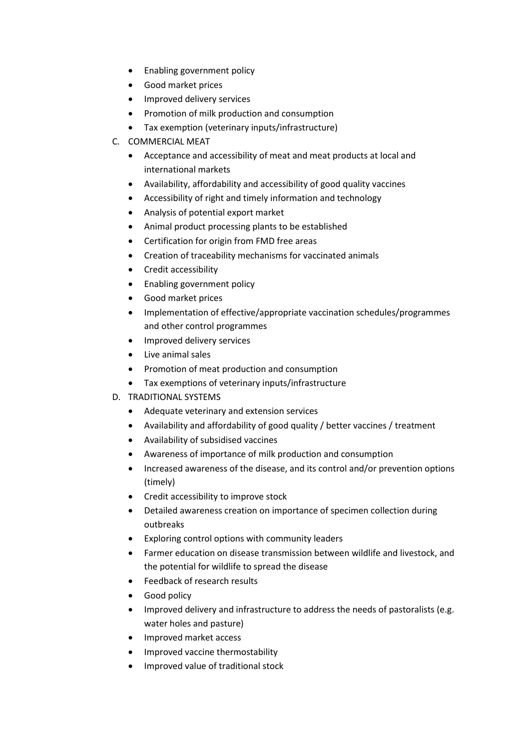- Enabling government policy
- Good market prices
- Improved delivery services
- Promotion of milk production and consumption
- Tax exemption (veterinary inputs/infrastructure)

C. COMMERCIAL MEAT

- Acceptance and accessibility of meat and meat products at local and international markets
- Availability, affordability and accessibility of good quality vaccines
- Accessibility of right and timely information and technology
- Analysis of potential export market
- Animal product processing plants to be established
- Certification for origin from FMD free areas
- Creation of traceability mechanisms for vaccinated animals
- Credit accessibility
- Enabling government policy
- Good market prices
- Implementation of effective/appropriate vaccination schedules/programmes and other control programmes
- Improved delivery services
- Live animal sales
- Promotion of meat production and consumption
- Tax exemptions of veterinary inputs/infrastructure

D. TRADITIONAL SYSTEMS

- Adequate veterinary and extension services
- Availability and affordability of good quality / better vaccines / treatment
- Availability of subsidised vaccines
- Awareness of importance of milk production and consumption
- Increased awareness of the disease, and its control and/or prevention options (timely)
- Credit accessibility to improve stock
- Detailed awareness creation on importance of specimen collection during outbreaks
- Exploring control options with community leaders
- Farmer education on disease transmission between wildlife and livestock, and the potential for wildlife to spread the disease
- Feedback of research results
- Good policy
- Improved delivery and infrastructure to address the needs of pastoralists (e.g. water holes and pasture)
- Improved market access
- Improved vaccine thermostability
- Improved value of traditional stock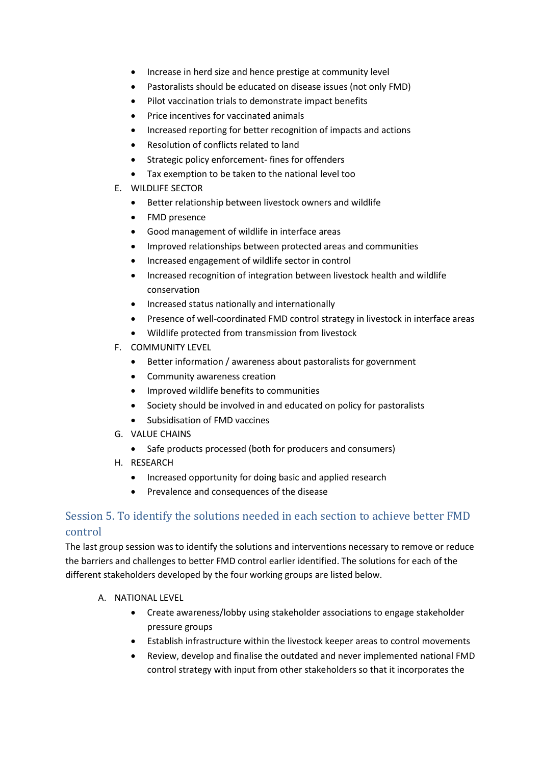- Increase in herd size and hence prestige at community level
- Pastoralists should be educated on disease issues (not only FMD)
- Pilot vaccination trials to demonstrate impact benefits
- Price incentives for vaccinated animals
- Increased reporting for better recognition of impacts and actions
- Resolution of conflicts related to land
- Strategic policy enforcement- fines for offenders
- Tax exemption to be taken to the national level too

E. WILDLIFE SECTOR

- Better relationship between livestock owners and wildlife
- FMD presence
- Good management of wildlife in interface areas
- Improved relationships between protected areas and communities
- Increased engagement of wildlife sector in control
- Increased recognition of integration between livestock health and wildlife conservation
- Increased status nationally and internationally
- Presence of well-coordinated FMD control strategy in livestock in interface areas
- Wildlife protected from transmission from livestock

F. COMMUNITY LEVEL

- Better information / awareness about pastoralists for government
- Community awareness creation
- Improved wildlife benefits to communities
- Society should be involved in and educated on policy for pastoralists
- Subsidisation of FMD vaccines

G. VALUE CHAINS

- Safe products processed (both for producers and consumers)

H. RESEARCH

- Increased opportunity for doing basic and applied research
- Prevalence and consequences of the disease

## Session 5. To identify the solutions needed in each section to achieve better FMD control

The last group session was to identify the solutions and interventions necessary to remove or reduce the barriers and challenges to better FMD control earlier identified. The solutions for each of the different stakeholders developed by the four working groups are listed below.

A. NATIONAL LEVEL

- Create awareness/lobby using stakeholder associations to engage stakeholder pressure groups
- Establish infrastructure within the livestock keeper areas to control movements
- Review, develop and finalise the outdated and never implemented national FMD control strategy with input from other stakeholders so that it incorporates the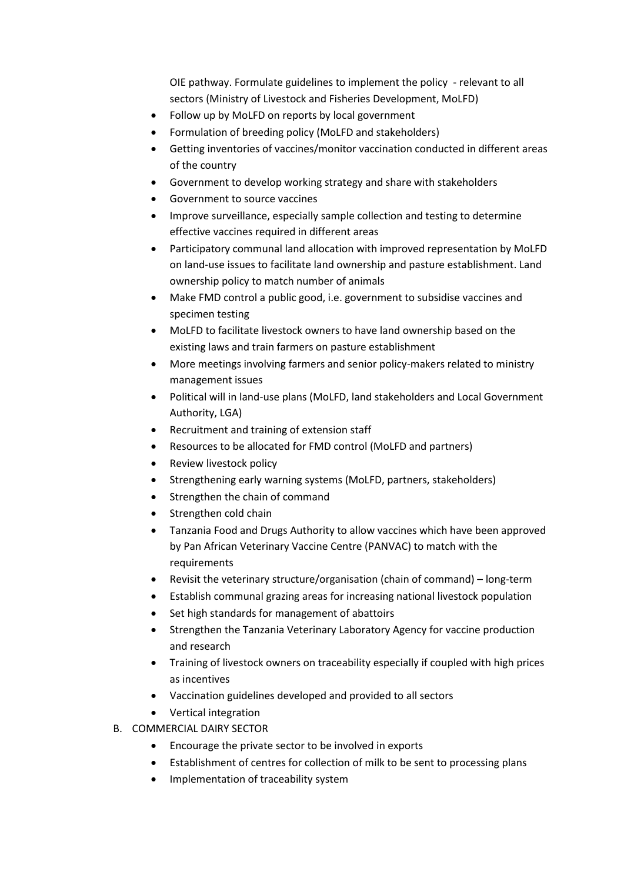OIE pathway. Formulate guidelines to implement the policy - relevant to all sectors (Ministry of Livestock and Fisheries Development, MoLFD)

- Follow up by MoLFD on reports by local government
- Formulation of breeding policy (MoLFD and stakeholders)
- Getting inventories of vaccines/monitor vaccination conducted in different areas of the country
- Government to develop working strategy and share with stakeholders
- Government to source vaccines
- Improve surveillance, especially sample collection and testing to determine effective vaccines required in different areas
- Participatory communal land allocation with improved representation by MoLFD on land-use issues to facilitate land ownership and pasture establishment. Land ownership policy to match number of animals
- Make FMD control a public good, i.e. government to subsidise vaccines and specimen testing
- MoLFD to facilitate livestock owners to have land ownership based on the existing laws and train farmers on pasture establishment
- More meetings involving farmers and senior policy-makers related to ministry management issues
- Political will in land-use plans (MoLFD, land stakeholders and Local Government Authority, LGA)
- Recruitment and training of extension staff
- Resources to be allocated for FMD control (MoLFD and partners)
- Review livestock policy
- Strengthening early warning systems (MoLFD, partners, stakeholders)
- Strengthen the chain of command
- Strengthen cold chain
- Tanzania Food and Drugs Authority to allow vaccines which have been approved by Pan African Veterinary Vaccine Centre (PANVAC) to match with the requirements
- Revisit the veterinary structure/organisation (chain of command) – long-term
- Establish communal grazing areas for increasing national livestock population
- Set high standards for management of abattoirs
- Strengthen the Tanzania Veterinary Laboratory Agency for vaccine production and research
- Training of livestock owners on traceability especially if coupled with high prices as incentives
- Vaccination guidelines developed and provided to all sectors
- Vertical integration

B. COMMERCIAL DAIRY SECTOR

- Encourage the private sector to be involved in exports
- Establishment of centres for collection of milk to be sent to processing plans
- Implementation of traceability system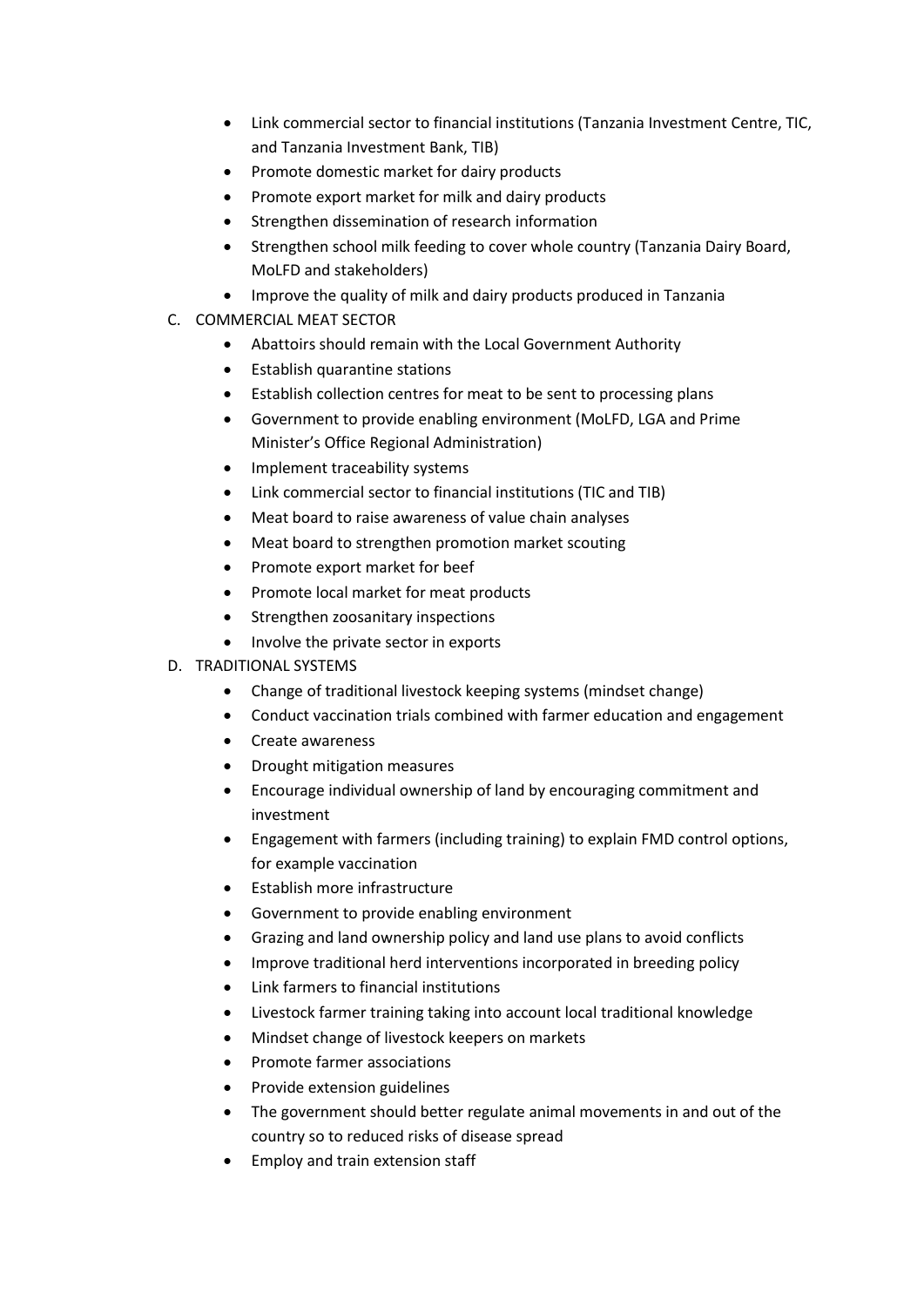- Link commercial sector to financial institutions (Tanzania Investment Centre, TIC, and Tanzania Investment Bank, TIB)
- Promote domestic market for dairy products
- Promote export market for milk and dairy products
- Strengthen dissemination of research information
- Strengthen school milk feeding to cover whole country (Tanzania Dairy Board, MoLFD and stakeholders)
- Improve the quality of milk and dairy products produced in Tanzania

C. COMMERCIAL MEAT SECTOR

- Abattoirs should remain with the Local Government Authority
- Establish quarantine stations
- Establish collection centres for meat to be sent to processing plans
- Government to provide enabling environment (MoLFD, LGA and Prime Minister's Office Regional Administration)
- Implement traceability systems
- Link commercial sector to financial institutions (TIC and TIB)
- Meat board to raise awareness of value chain analyses
- Meat board to strengthen promotion market scouting
- Promote export market for beef
- Promote local market for meat products
- Strengthen zoosanitary inspections
- Involve the private sector in exports

D. TRADITIONAL SYSTEMS

- Change of traditional livestock keeping systems (mindset change)
- Conduct vaccination trials combined with farmer education and engagement
- Create awareness
- Drought mitigation measures
- Encourage individual ownership of land by encouraging commitment and investment
- Engagement with farmers (including training) to explain FMD control options, for example vaccination
- Establish more infrastructure
- Government to provide enabling environment
- Grazing and land ownership policy and land use plans to avoid conflicts
- Improve traditional herd interventions incorporated in breeding policy
- Link farmers to financial institutions
- Livestock farmer training taking into account local traditional knowledge
- Mindset change of livestock keepers on markets
- Promote farmer associations
- Provide extension guidelines
- The government should better regulate animal movements in and out of the country so to reduced risks of disease spread
- Employ and train extension staff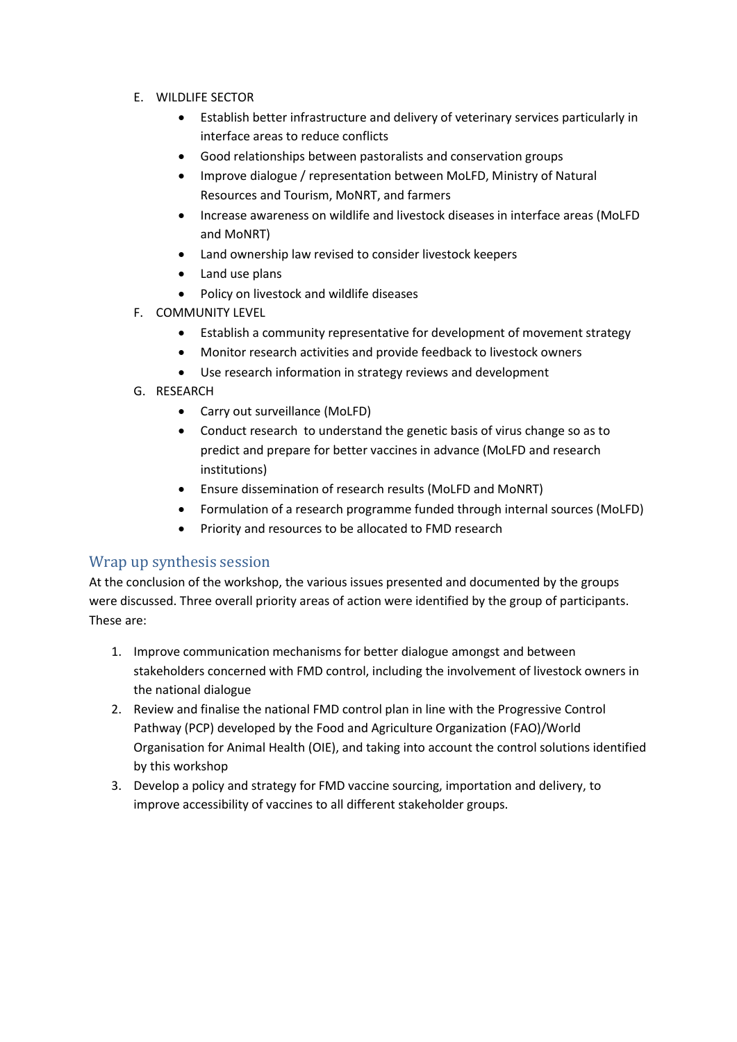E. WILDLIFE SECTOR
   - Establish better infrastructure and delivery of veterinary services particularly in interface areas to reduce conflicts
   - Good relationships between pastoralists and conservation groups
   - Improve dialogue / representation between MoLFD, Ministry of Natural Resources and Tourism, MoNRT, and farmers
   - Increase awareness on wildlife and livestock diseases in interface areas (MoLFD and MoNRT)
   - Land ownership law revised to consider livestock keepers
   - Land use plans
   - Policy on livestock and wildlife diseases

F. COMMUNITY LEVEL
   - Establish a community representative for development of movement strategy
   - Monitor research activities and provide feedback to livestock owners
   - Use research information in strategy reviews and development

G. RESEARCH
   - Carry out surveillance (MoLFD)
   - Conduct research to understand the genetic basis of virus change so as to predict and prepare for better vaccines in advance (MoLFD and research institutions)
   - Ensure dissemination of research results (MoLFD and MoNRT)
   - Formulation of a research programme funded through internal sources (MoLFD)
   - Priority and resources to be allocated to FMD research

## Wrap up synthesis session

At the conclusion of the workshop, the various issues presented and documented by the groups were discussed. Three overall priority areas of action were identified by the group of participants. These are:

1. Improve communication mechanisms for better dialogue amongst and between stakeholders concerned with FMD control, including the involvement of livestock owners in the national dialogue
2. Review and finalise the national FMD control plan in line with the Progressive Control Pathway (PCP) developed by the Food and Agriculture Organization (FAO)/World Organisation for Animal Health (OIE), and taking into account the control solutions identified by this workshop
3. Develop a policy and strategy for FMD vaccine sourcing, importation and delivery, to improve accessibility of vaccines to all different stakeholder groups.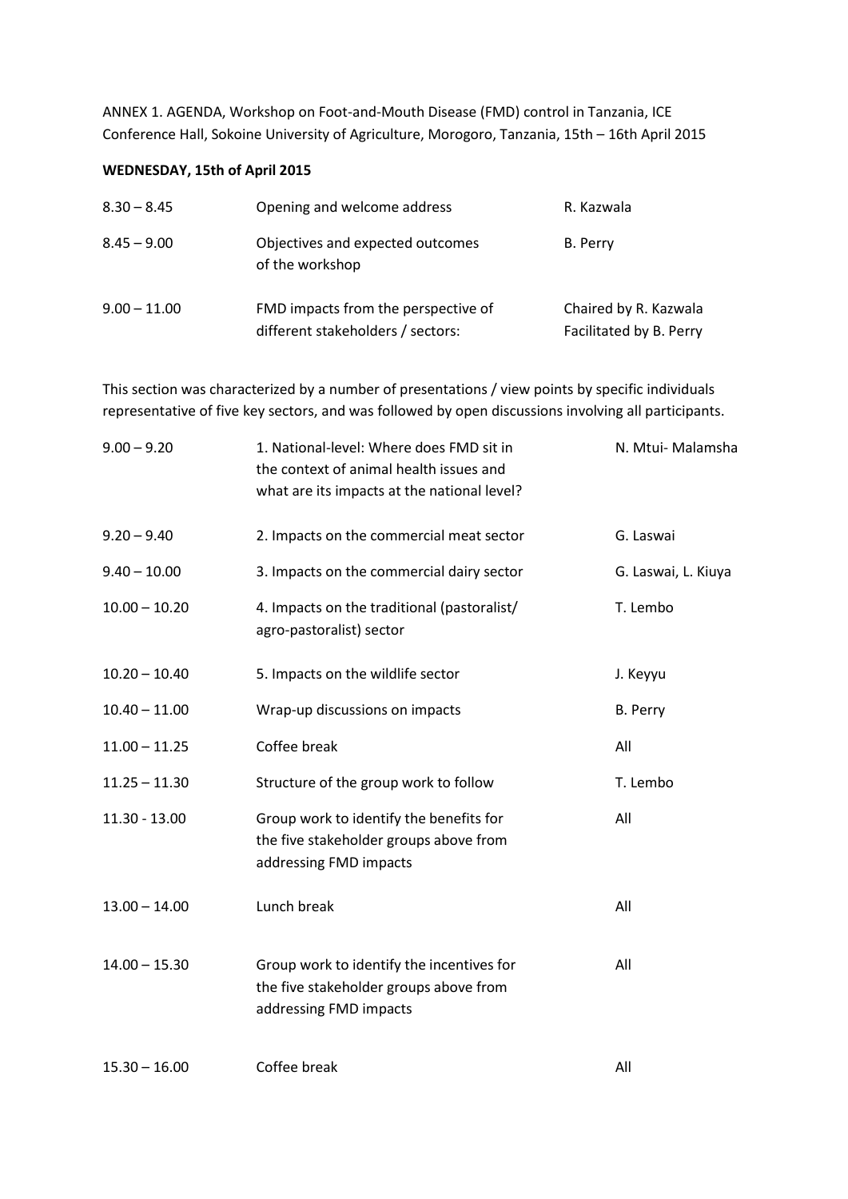ANNEX 1. AGENDA, Workshop on Foot-and-Mouth Disease (FMD) control in Tanzania, ICE Conference Hall, Sokoine University of Agriculture, Morogoro, Tanzania, 15th – 16th April 2015

**WEDNESDAY, 15th of April 2015**

| | | |
|---|---|---|
| 8.30 – 8.45 | Opening and welcome address | R. Kazwala |
| 8.45 – 9.00 | Objectives and expected outcomes of the workshop | B. Perry |
| 9.00 – 11.00 | FMD impacts from the perspective of different stakeholders / sectors: | Chaired by R. Kazwala<br>Facilitated by B. Perry |

This section was characterized by a number of presentations / view points by specific individuals representative of five key sectors, and was followed by open discussions involving all participants.

| | | |
|---|---|---|
| 9.00 – 9.20 | 1. National-level: Where does FMD sit in the context of animal health issues and what are its impacts at the national level? | N. Mtui- Malamsha |
| 9.20 – 9.40 | 2. Impacts on the commercial meat sector | G. Laswai |
| 9.40 – 10.00 | 3. Impacts on the commercial dairy sector | G. Laswai, L. Kiuya |
| 10.00 – 10.20 | 4. Impacts on the traditional (pastoralist/ agro-pastoralist) sector | T. Lembo |
| 10.20 – 10.40 | 5. Impacts on the wildlife sector | J. Keyyu |
| 10.40 – 11.00 | Wrap-up discussions on impacts | B. Perry |
| 11.00 – 11.25 | Coffee break | All |
| 11.25 – 11.30 | Structure of the group work to follow | T. Lembo |
| 11.30 - 13.00 | Group work to identify the benefits for the five stakeholder groups above from addressing FMD impacts | All |
| 13.00 – 14.00 | Lunch break | All |
| 14.00 – 15.30 | Group work to identify the incentives for the five stakeholder groups above from addressing FMD impacts | All |
| 15.30 – 16.00 | Coffee break | All |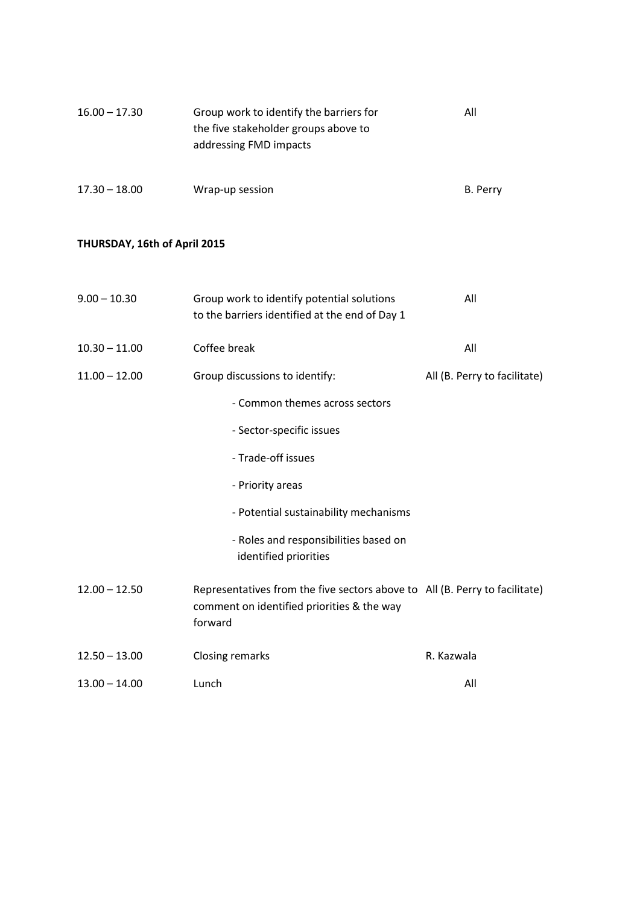| | | |
|---|---|---|
| 16.00 – 17.30 | Group work to identify the barriers for the five stakeholder groups above to addressing FMD impacts | All |
| 17.30 – 18.00 | Wrap-up session | B. Perry |

**THURSDAY, 16th of April 2015**

| | | |
|---|---|---|
| 9.00 – 10.30 | Group work to identify potential solutions to the barriers identified at the end of Day 1 | All |
| 10.30 – 11.00 | Coffee break | All |
| 11.00 – 12.00 | Group discussions to identify:<br>- Common themes across sectors<br>- Sector-specific issues<br>- Trade-off issues<br>- Priority areas<br>- Potential sustainability mechanisms<br>- Roles and responsibilities based on identified priorities | All (B. Perry to facilitate) |
| 12.00 – 12.50 | Representatives from the five sectors above to comment on identified priorities & the way forward | All (B. Perry to facilitate) |
| 12.50 – 13.00 | Closing remarks | R. Kazwala |
| 13.00 – 14.00 | Lunch | All |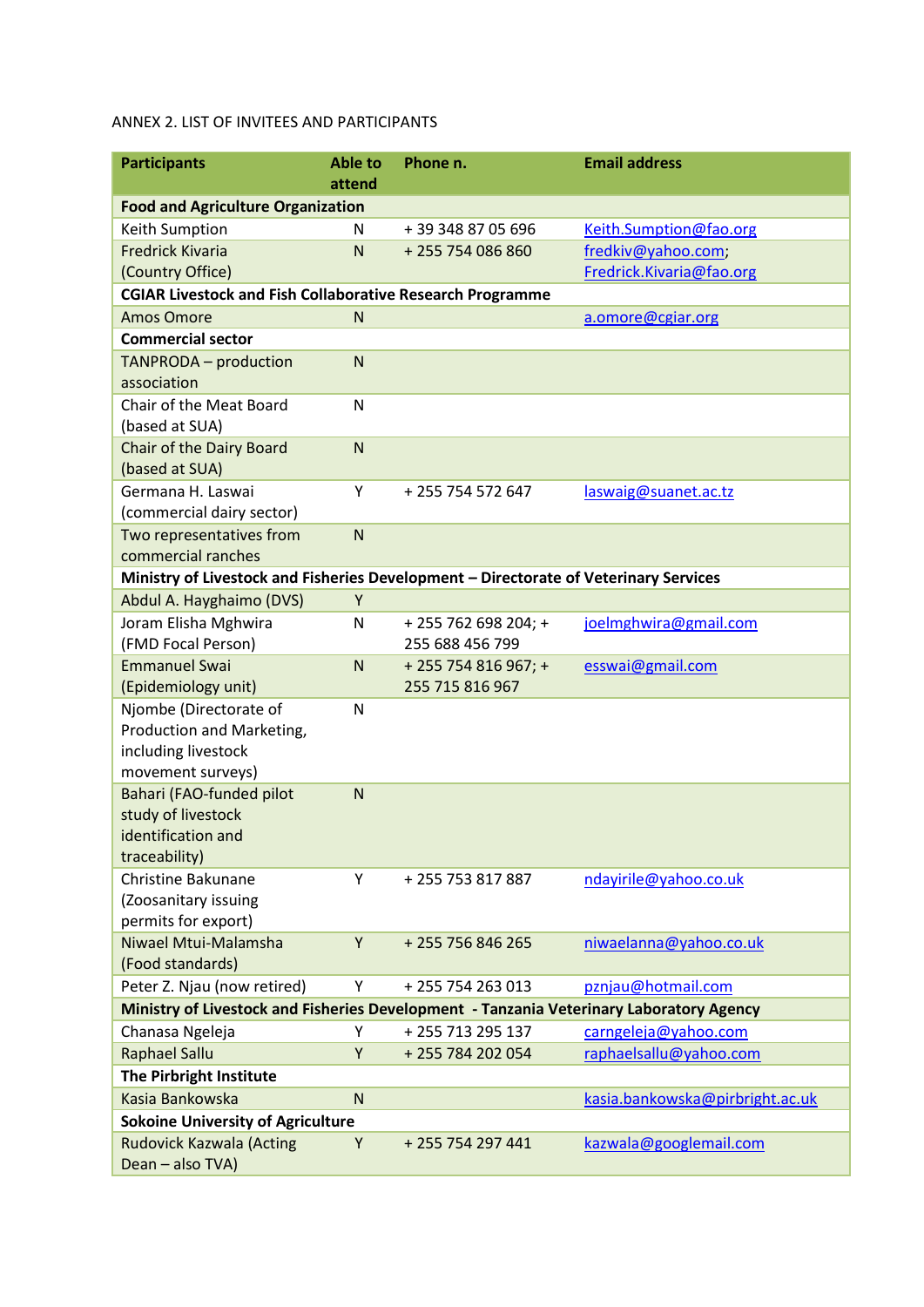ANNEX 2. LIST OF INVITEES AND PARTICIPANTS

| Participants | Able to attend | Phone n. | Email address |
|---|---|---|---|
| **Food and Agriculture Organization** | | | |
| Keith Sumption | N | + 39 348 87 05 696 | Keith.Sumption@fao.org |
| Fredrick Kivaria (Country Office) | N | + 255 754 086 860 | fredkiv@yahoo.com; Fredrick.Kivaria@fao.org |
| **CGIAR Livestock and Fish Collaborative Research Programme** | | | |
| Amos Omore | N | | a.omore@cgiar.org |
| **Commercial sector** | | | |
| TANPRODA – production association | N | | |
| Chair of the Meat Board (based at SUA) | N | | |
| Chair of the Dairy Board (based at SUA) | N | | |
| Germana H. Laswai (commercial dairy sector) | Y | + 255 754 572 647 | laswaig@suanet.ac.tz |
| Two representatives from commercial ranches | N | | |
| **Ministry of Livestock and Fisheries Development – Directorate of Veterinary Services** | | | |
| Abdul A. Hayghaimo (DVS) | Y | | |
| Joram Elisha Mghwira (FMD Focal Person) | N | + 255 762 698 204; + 255 688 456 799 | joelmghwira@gmail.com |
| Emmanuel Swai (Epidemiology unit) | N | + 255 754 816 967; + 255 715 816 967 | esswai@gmail.com |
| Njombe (Directorate of Production and Marketing, including livestock movement surveys) | N | | |
| Bahari (FAO-funded pilot study of livestock identification and traceability) | N | | |
| Christine Bakunane (Zoosanitary issuing permits for export) | Y | + 255 753 817 887 | ndayirile@yahoo.co.uk |
| Niwael Mtui-Malamsha (Food standards) | Y | + 255 756 846 265 | niwaelanna@yahoo.co.uk |
| Peter Z. Njau (now retired) | Y | + 255 754 263 013 | pznjau@hotmail.com |
| **Ministry of Livestock and Fisheries Development - Tanzania Veterinary Laboratory Agency** | | | |
| Chanasa Ngeleja | Y | + 255 713 295 137 | carngeleja@yahoo.com |
| Raphael Sallu | Y | + 255 784 202 054 | raphaelsallu@yahoo.com |
| **The Pirbright Institute** | | | |
| Kasia Bankowska | N | | kasia.bankowska@pirbright.ac.uk |
| **Sokoine University of Agriculture** | | | |
| Rudovick Kazwala (Acting Dean – also TVA) | Y | + 255 754 297 441 | kazwala@googlemail.com |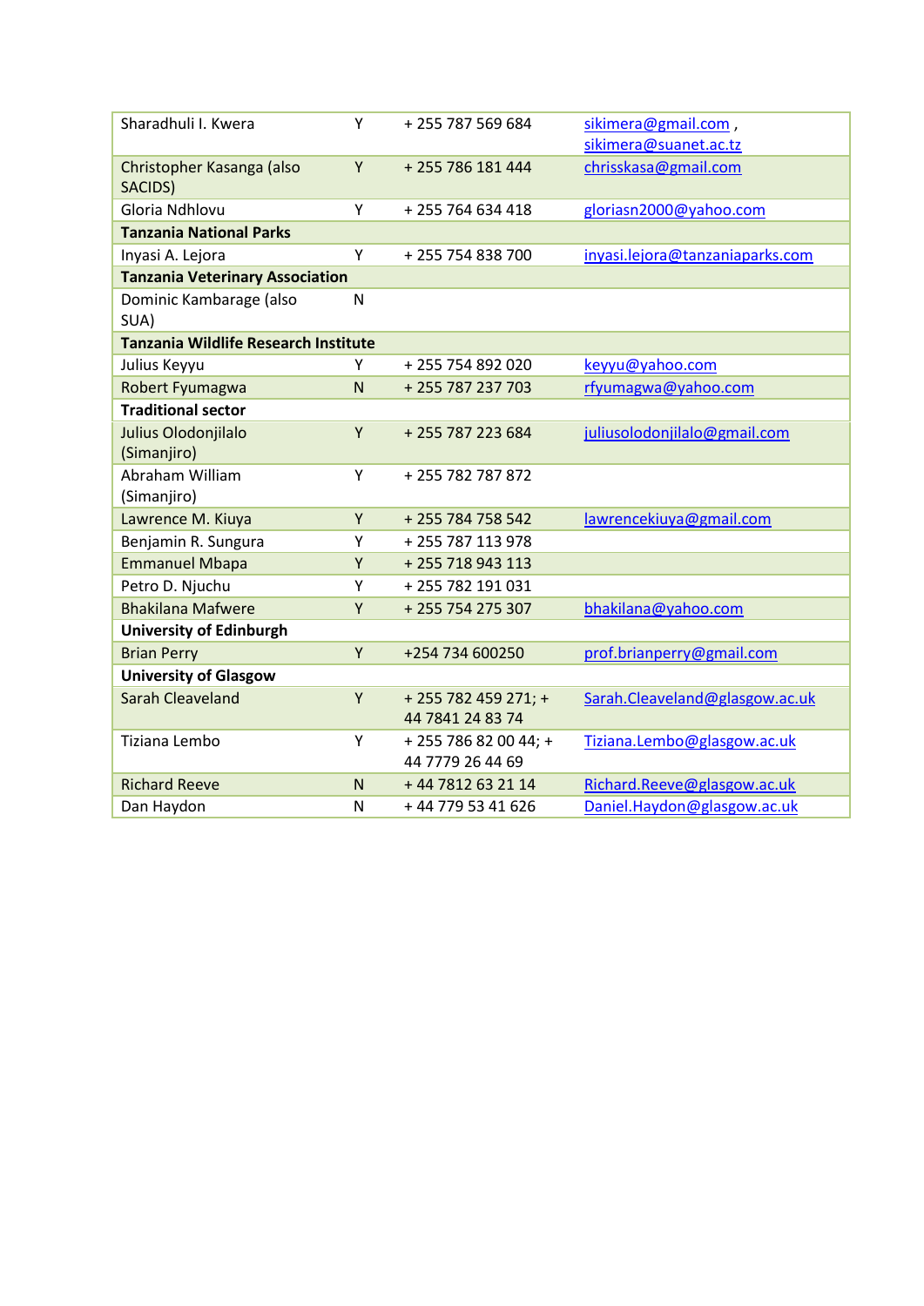| | | | |
|---|---|---|---|
| Sharadhuli I. Kwera | Y | + 255 787 569 684 | sikimera@gmail.com , sikimera@suanet.ac.tz |
| Christopher Kasanga (also SACIDS) | Y | + 255 786 181 444 | chrisskasa@gmail.com |
| Gloria Ndhlovu | Y | + 255 764 634 418 | gloriasn2000@yahoo.com |
| **Tanzania National Parks** | | | |
| Inyasi A. Lejora | Y | + 255 754 838 700 | inyasi.lejora@tanzaniaparks.com |
| **Tanzania Veterinary Association** | | | |
| Dominic Kambarage (also SUA) | N | | |
| **Tanzania Wildlife Research Institute** | | | |
| Julius Keyyu | Y | + 255 754 892 020 | keyyu@yahoo.com |
| Robert Fyumagwa | N | + 255 787 237 703 | rfyumagwa@yahoo.com |
| **Traditional sector** | | | |
| Julius Olodonjilalo (Simanjiro) | Y | + 255 787 223 684 | juliusolodonjilalo@gmail.com |
| Abraham William (Simanjiro) | Y | + 255 782 787 872 | |
| Lawrence M. Kiuya | Y | + 255 784 758 542 | lawrencekiuya@gmail.com |
| Benjamin R. Sungura | Y | + 255 787 113 978 | |
| Emmanuel Mbapa | Y | + 255 718 943 113 | |
| Petro D. Njuchu | Y | + 255 782 191 031 | |
| Bhakilana Mafwere | Y | + 255 754 275 307 | bhakilana@yahoo.com |
| **University of Edinburgh** | | | |
| Brian Perry | Y | +254 734 600250 | prof.brianperry@gmail.com |
| **University of Glasgow** | | | |
| Sarah Cleaveland | Y | + 255 782 459 271; + 44 7841 24 83 74 | Sarah.Cleaveland@glasgow.ac.uk |
| Tiziana Lembo | Y | + 255 786 82 00 44; + 44 7779 26 44 69 | Tiziana.Lembo@glasgow.ac.uk |
| Richard Reeve | N | + 44 7812 63 21 14 | Richard.Reeve@glasgow.ac.uk |
| Dan Haydon | N | + 44 779 53 41 626 | Daniel.Haydon@glasgow.ac.uk |